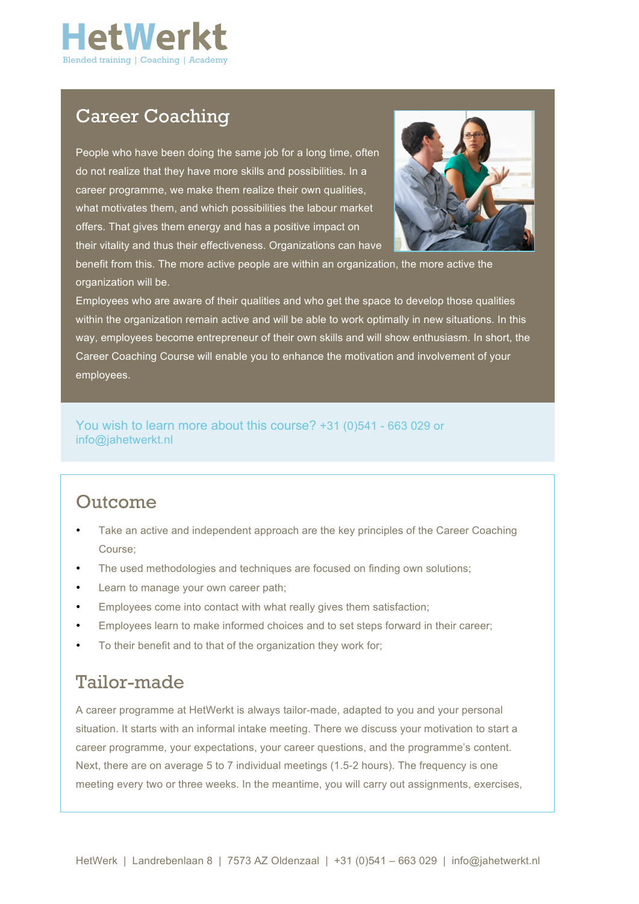# HetWerkt

Blended training | Coaching | Academy

## Career Coaching

People who have been doing the same job for a long time, often do not realize that they have more skills and possibilities. In a career programme, we make them realize their own qualities, what motivates them, and which possibilities the labour market offers. That gives them energy and has a positive impact on their vitality and thus their effectiveness. Organizations can have benefit from this. The more active people are within an organization, the more active the organization will be.

Employees who are aware of their qualities and who get the space to develop those qualities within the organization remain active and will be able to work optimally in new situations. In this way, employees become entrepreneur of their own skills and will show enthusiasm. In short, the Career Coaching Course will enable you to enhance the motivation and involvement of your employees.

You wish to learn more about this course? +31 (0)541 - 663 029 or info@jahetwerkt.nl

## Outcome

- Take an active and independent approach are the key principles of the Career Coaching Course;
- The used methodologies and techniques are focused on finding own solutions;
- Learn to manage your own career path;
- Employees come into contact with what really gives them satisfaction;
- Employees learn to make informed choices and to set steps forward in their career;
- To their benefit and to that of the organization they work for;

## Tailor-made

A career programme at HetWerkt is always tailor-made, adapted to you and your personal situation. It starts with an informal intake meeting. There we discuss your motivation to start a career programme, your expectations, your career questions, and the programme's content. Next, there are on average 5 to 7 individual meetings (1.5-2 hours). The frequency is one meeting every two or three weeks. In the meantime, you will carry out assignments, exercises,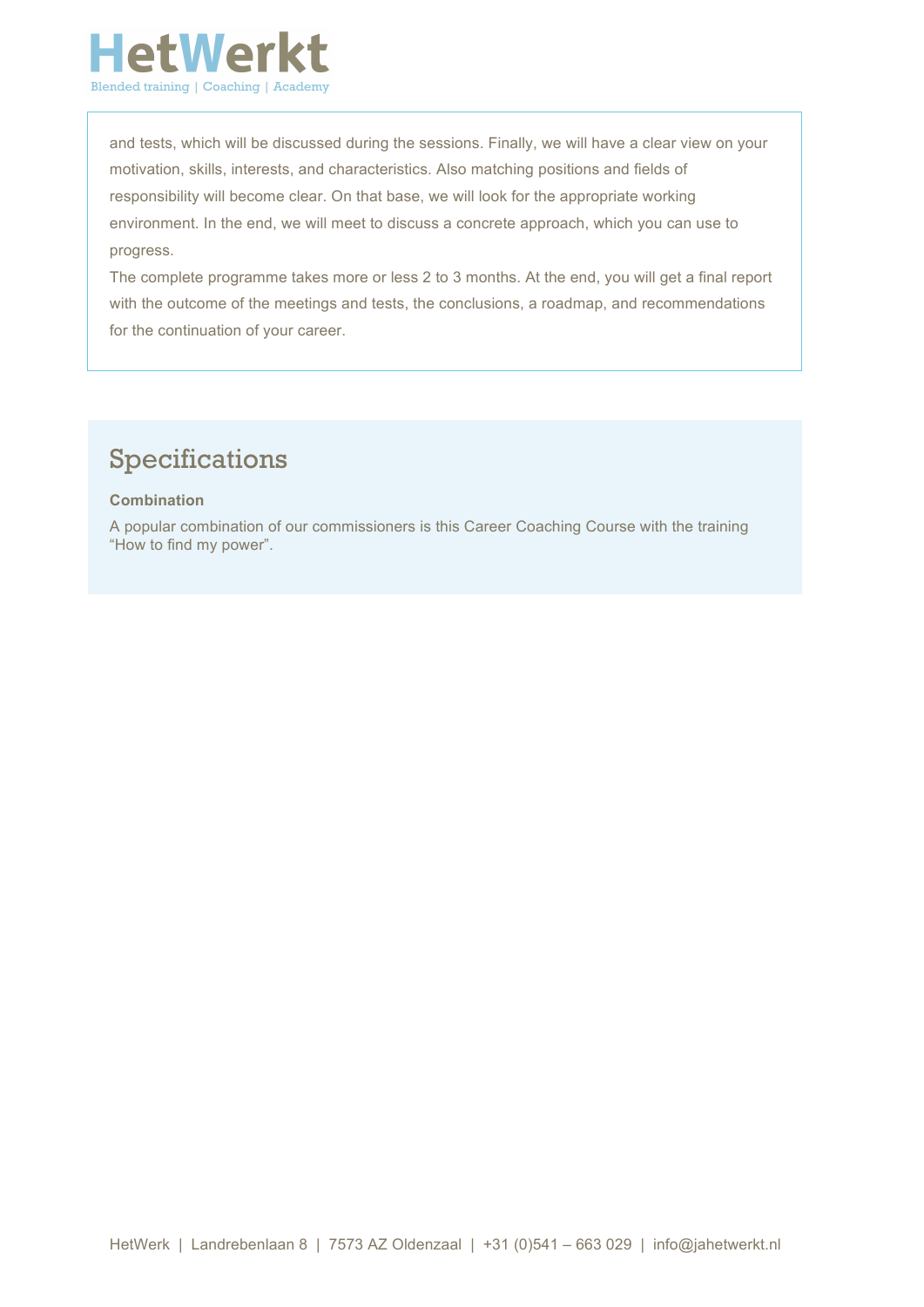and tests, which will be discussed during the sessions. Finally, we will have a clear view on your motivation, skills, interests, and characteristics. Also matching positions and fields of responsibility will become clear. On that base, we will look for the appropriate working environment. In the end, we will meet to discuss a concrete approach, which you can use to progress.

The complete programme takes more or less 2 to 3 months. At the end, you will get a final report with the outcome of the meetings and tests, the conclusions, a roadmap, and recommendations for the continuation of your career.

## Specifications

**Combination**

A popular combination of our commissioners is this Career Coaching Course with the training "How to find my power".